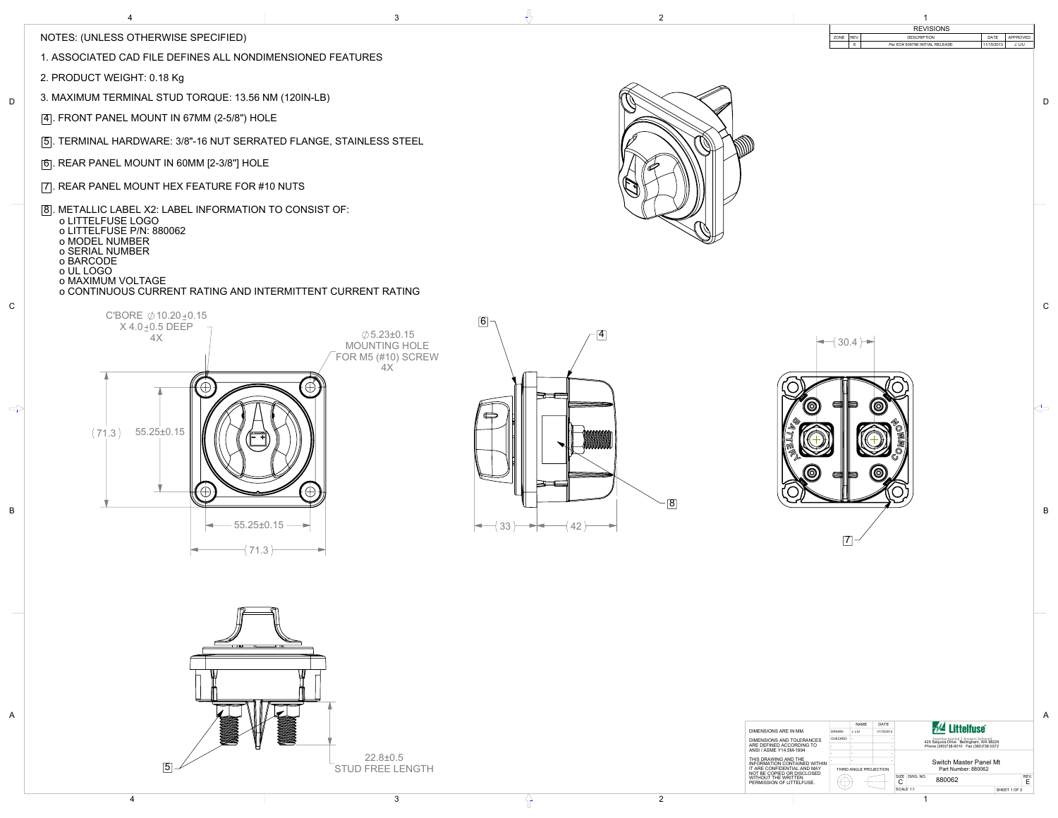NOTES: (UNLESS OTHERWISE SPECIFIED)

1. ASSOCIATED CAD FILE DEFINES ALL NONDIMENSIONED FEATURES
2. PRODUCT WEIGHT: 0.18 Kg
3. MAXIMUM TERMINAL STUD TORQUE: 13.56 NM (120IN-LB)
4. FRONT PANEL MOUNT IN 67MM (2-5/8") HOLE
5. TERMINAL HARDWARE: 3/8"-16 NUT SERRATED FLANGE, STAINLESS STEEL
6. REAR PANEL MOUNT IN 60MM [2-3/8"] HOLE
7. REAR PANEL MOUNT HEX FEATURE FOR #10 NUTS
8. METALLIC LABEL X2: LABEL INFORMATION TO CONSIST OF:
   - LITTELFUSE LOGO
   - LITTELFUSE P/N: 880062
   - MODEL NUMBER
   - SERIAL NUMBER
   - BARCODE
   - UL LOGO
   - MAXIMUM VOLTAGE
   - CONTINUOUS CURRENT RATING AND INTERMITTENT CURRENT RATING

| REVISIONS | | | | |
|---|---|---|---|---|
| ZONE | REV. | DESCRIPTION | DATE | APPROVED |
| | E | Per EC# 509798 INITIAL RELEASE | 11/15/2013 | J. LIU |

C'BORE ∅10.20±0.15 X 4.0±0.5 DEEP 4X

∅5.23±0.15 MOUNTING HOLE FOR M5 (#10) SCREW 4X

(71.3) 55.25±0.15

55.25±0.15

(71.3)

(33) (42)

(30.4)

BATTERY COMMON

22.8±0.5 STUD FREE LENGTH

DIMENSIONS ARE IN MM.

DIMENSIONS AND TOLERANCES ARE DEFINED ACCORDING TO ANSI / ASME Y14.5M-1994

THIS DRAWING AND THE INFORMATION CONTAINED WITHIN IT ARE CONFIDENTIAL AND MAY NOT BE COPIED OR DISCLOSED WITHOUT THE WRITTEN PERMISSION OF LITTELFUSE.

| | NAME | DATE |
|---|---|---|
| DRAWN | J. LIU | 11/15/2013 |
| CHECKED | - | - |

THIRD ANGLE PROJECTION

Littelfuse

Expertise Applied | Answers Delivered
425 Sequoia Drive Bellingham, WA 98226
Phone (360)738-9010 Fax (360)738-0372

Switch Master Panel Mt
Part Number: 880062

SIZE C DWG. NO. 880062 REV. E

SCALE 1:1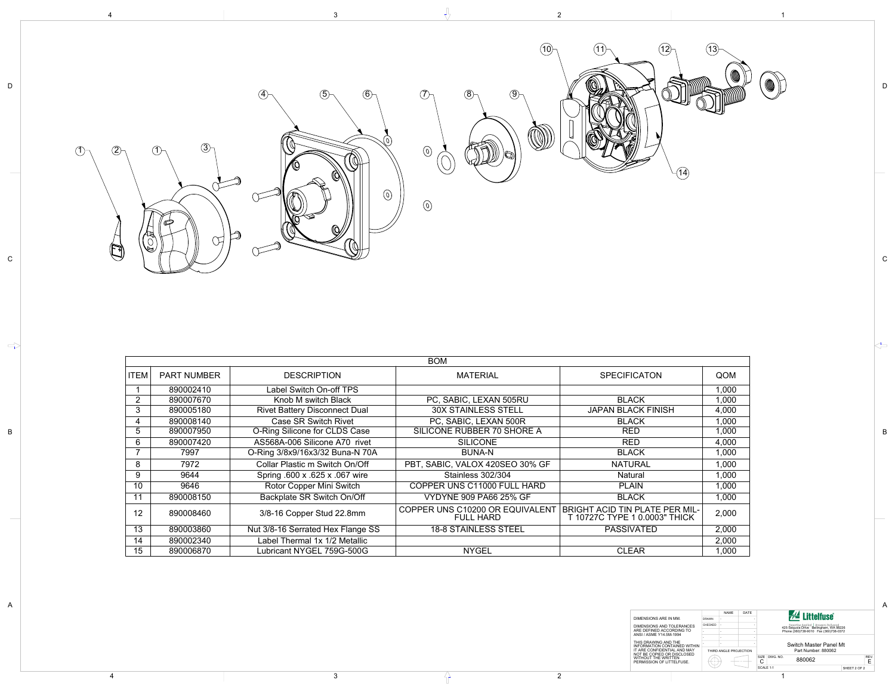1 2 1 3 4 5 6 7 8 9 10 11 12 13 14

| BOM | | | | | |
|---|---|---|---|---|---|
| ITEM | PART NUMBER | DESCRIPTION | MATERIAL | SPECIFICATON | QOM |
| 1 | 890002410 | Label Switch On-off TPS | | | 1,000 |
| 2 | 890007670 | Knob M switch Black | PC, SABIC, LEXAN 505RU | BLACK | 1,000 |
| 3 | 890005180 | Rivet Battery Disconnect Dual | 30X STAINLESS STELL | JAPAN BLACK FINISH | 4,000 |
| 4 | 890008140 | Case SR Switch Rivet | PC, SABIC, LEXAN 500R | BLACK | 1,000 |
| 5 | 890007950 | O-Ring Silicone for CLDS Case | SILICONE RUBBER 70 SHORE A | RED | 1,000 |
| 6 | 890007420 | AS568A-006 Silicone A70 rivet | SILICONE | RED | 4,000 |
| 7 | 7997 | O-Ring 3/8x9/16x3/32 Buna-N 70A | BUNA-N | BLACK | 1,000 |
| 8 | 7972 | Collar Plastic m Switch On/Off | PBT, SABIC, VALOX 420SEO 30% GF | NATURAL | 1,000 |
| 9 | 9644 | Spring .600 x .625 x .067 wire | Stainless 302/304 | Natural | 1,000 |
| 10 | 9646 | Rotor Copper Mini Switch | COPPER UNS C11000 FULL HARD | PLAIN | 1,000 |
| 11 | 890008150 | Backplate SR Switch On/Off | VYDYNE 909 PA66 25% GF | BLACK | 1,000 |
| 12 | 890008460 | 3/8-16 Copper Stud 22.8mm | COPPER UNS C10200 OR EQUIVALENT FULL HARD | BRIGHT ACID TIN PLATE PER MIL-T 10727C TYPE 1 0.0003" THICK | 2,000 |
| 13 | 890003860 | Nut 3/8-16 Serrated Hex Flange SS | 18-8 STAINLESS STEEL | PASSIVATED | 2,000 |
| 14 | 890002340 | Label Thermal 1x 1/2 Metallic | | | 2,000 |
| 15 | 890006870 | Lubricant NYGEL 759G-500G | NYGEL | CLEAR | 1,000 |

DIMENSIONS ARE IN MM.

DIMENSIONS AND TOLERANCES ARE DEFINED ACCORDING TO ANSI / ASME Y14.5M-1994

THIS DRAWING AND THE INFORMATION CONTAINED WITHIN IT ARE CONFIDENTIAL AND MAY NOT BE COPIED OR DISCLOSED WITHOUT THE WRITTEN PERMISSION OF LITTELFUSE.

| | NAME | DATE |
|---|---|---|
| DRAWN | - | - |
| CHECKED | - | - |

THIRD ANGLE PROJECTION

**Littelfuse**

Expertise Applied | Answers Delivered

425 Sequoia Drive · Bellingham, WA 98226

Phone (360)738-9010 · Fax (360)738-0372

Switch Master Panel Mt

Part Number: 880062

SIZE: C | DWG. NO.: 880062 | REV: E

SCALE 1:1 | SHEET 2 OF 2